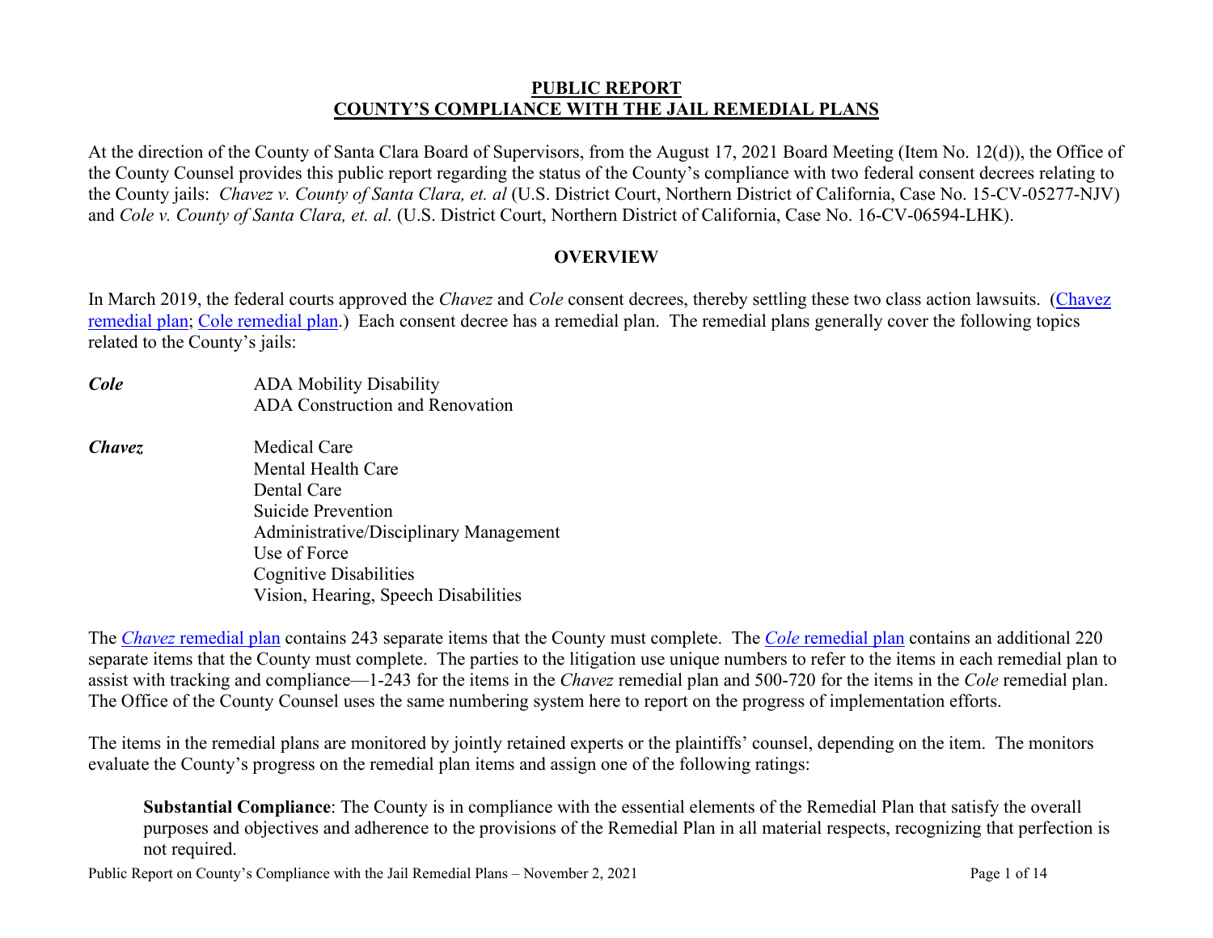# PUBLIC REPORT
# COUNTY'S COMPLIANCE WITH THE JAIL REMEDIAL PLANS

At the direction of the County of Santa Clara Board of Supervisors, from the August 17, 2021 Board Meeting (Item No. 12(d)), the Office of the County Counsel provides this public report regarding the status of the County's compliance with two federal consent decrees relating to the County jails: *Chavez v. County of Santa Clara, et. al* (U.S. District Court, Northern District of California, Case No. 15-CV-05277-NJV) and *Cole v. County of Santa Clara, et. al.* (U.S. District Court, Northern District of California, Case No. 16-CV-06594-LHK).

## OVERVIEW

In March 2019, the federal courts approved the *Chavez* and *Cole* consent decrees, thereby settling these two class action lawsuits. (Chavez remedial plan; Cole remedial plan.) Each consent decree has a remedial plan. The remedial plans generally cover the following topics related to the County's jails:

***Cole***
- ADA Mobility Disability
- ADA Construction and Renovation

***Chavez***
- Medical Care
- Mental Health Care
- Dental Care
- Suicide Prevention
- Administrative/Disciplinary Management
- Use of Force
- Cognitive Disabilities
- Vision, Hearing, Speech Disabilities

The *Chavez* remedial plan contains 243 separate items that the County must complete. The *Cole* remedial plan contains an additional 220 separate items that the County must complete. The parties to the litigation use unique numbers to refer to the items in each remedial plan to assist with tracking and compliance—1-243 for the items in the *Chavez* remedial plan and 500-720 for the items in the *Cole* remedial plan. The Office of the County Counsel uses the same numbering system here to report on the progress of implementation efforts.

The items in the remedial plans are monitored by jointly retained experts or the plaintiffs' counsel, depending on the item. The monitors evaluate the County's progress on the remedial plan items and assign one of the following ratings:

> **Substantial Compliance**: The County is in compliance with the essential elements of the Remedial Plan that satisfy the overall purposes and objectives and adherence to the provisions of the Remedial Plan in all material respects, recognizing that perfection is not required.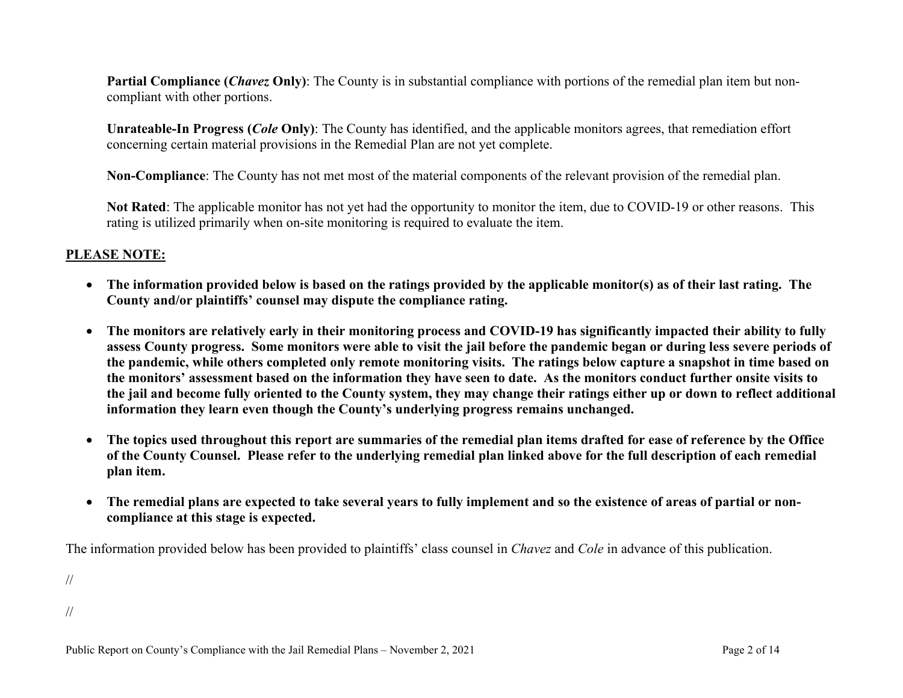**Partial Compliance (*Chavez* Only)**: The County is in substantial compliance with portions of the remedial plan item but non-compliant with other portions.

**Unrateable-In Progress (*Cole* Only)**: The County has identified, and the applicable monitors agrees, that remediation effort concerning certain material provisions in the Remedial Plan are not yet complete.

**Non-Compliance**: The County has not met most of the material components of the relevant provision of the remedial plan.

**Not Rated**: The applicable monitor has not yet had the opportunity to monitor the item, due to COVID-19 or other reasons. This rating is utilized primarily when on-site monitoring is required to evaluate the item.

**<u>PLEASE NOTE:</u>**

- **The information provided below is based on the ratings provided by the applicable monitor(s) as of their last rating. The County and/or plaintiffs' counsel may dispute the compliance rating.**

- **The monitors are relatively early in their monitoring process and COVID-19 has significantly impacted their ability to fully assess County progress. Some monitors were able to visit the jail before the pandemic began or during less severe periods of the pandemic, while others completed only remote monitoring visits. The ratings below capture a snapshot in time based on the monitors' assessment based on the information they have seen to date. As the monitors conduct further onsite visits to the jail and become fully oriented to the County system, they may change their ratings either up or down to reflect additional information they learn even though the County's underlying progress remains unchanged.**

- **The topics used throughout this report are summaries of the remedial plan items drafted for ease of reference by the Office of the County Counsel. Please refer to the underlying remedial plan linked above for the full description of each remedial plan item.**

- **The remedial plans are expected to take several years to fully implement and so the existence of areas of partial or non-compliance at this stage is expected.**

The information provided below has been provided to plaintiffs' class counsel in *Chavez* and *Cole* in advance of this publication.

//

//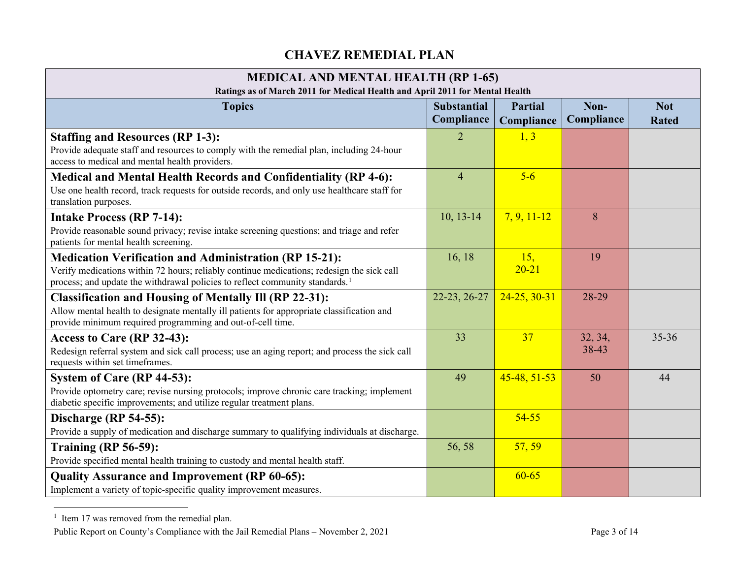# CHAVEZ REMEDIAL PLAN

| MEDICAL AND MENTAL HEALTH (RP 1-65) Ratings as of March 2011 for Medical Health and April 2011 for Mental Health | | | | |
|---|---|---|---|---|
| **Topics** | **Substantial Compliance** | **Partial Compliance** | **Non-Compliance** | **Not Rated** |
| **Staffing and Resources (RP 1-3):** Provide adequate staff and resources to comply with the remedial plan, including 24-hour access to medical and mental health providers. | 2 | 1, 3 | | |
| **Medical and Mental Health Records and Confidentiality (RP 4-6):** Use one health record, track requests for outside records, and only use healthcare staff for translation purposes. | 4 | 5-6 | | |
| **Intake Process (RP 7-14):** Provide reasonable sound privacy; revise intake screening questions; and triage and refer patients for mental health screening. | 10, 13-14 | 7, 9, 11-12 | 8 | |
| **Medication Verification and Administration (RP 15-21):** Verify medications within 72 hours; reliably continue medications; redesign the sick call process; and update the withdrawal policies to reflect community standards.[1] | 16, 18 | 15, 20-21 | 19 | |
| **Classification and Housing of Mentally Ill (RP 22-31):** Allow mental health to designate mentally ill patients for appropriate classification and provide minimum required programming and out-of-cell time. | 22-23, 26-27 | 24-25, 30-31 | 28-29 | |
| **Access to Care (RP 32-43):** Redesign referral system and sick call process; use an aging report; and process the sick call requests within set timeframes. | 33 | 37 | 32, 34, 38-43 | 35-36 |
| **System of Care (RP 44-53):** Provide optometry care; revise nursing protocols; improve chronic care tracking; implement diabetic specific improvements; and utilize regular treatment plans. | 49 | 45-48, 51-53 | 50 | 44 |
| **Discharge (RP 54-55):** Provide a supply of medication and discharge summary to qualifying individuals at discharge. | | 54-55 | | |
| **Training (RP 56-59):** Provide specified mental health training to custody and mental health staff. | 56, 58 | 57, 59 | | |
| **Quality Assurance and Improvement (RP 60-65):** Implement a variety of topic-specific quality improvement measures. | | 60-65 | | |

[1] Item 17 was removed from the remedial plan.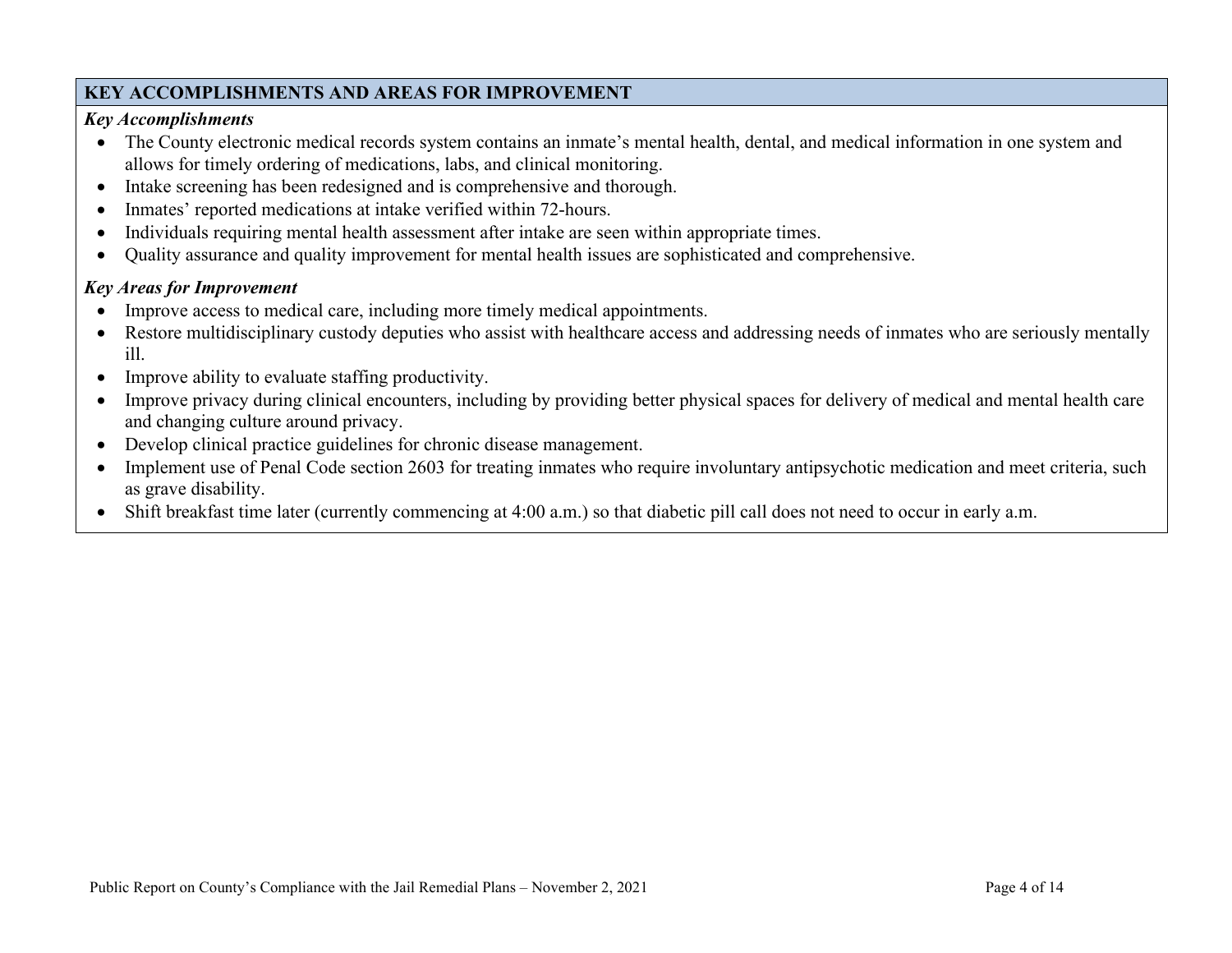## KEY ACCOMPLISHMENTS AND AREAS FOR IMPROVEMENT

***Key Accomplishments***

- The County electronic medical records system contains an inmate's mental health, dental, and medical information in one system and allows for timely ordering of medications, labs, and clinical monitoring.
- Intake screening has been redesigned and is comprehensive and thorough.
- Inmates' reported medications at intake verified within 72-hours.
- Individuals requiring mental health assessment after intake are seen within appropriate times.
- Quality assurance and quality improvement for mental health issues are sophisticated and comprehensive.

***Key Areas for Improvement***

- Improve access to medical care, including more timely medical appointments.
- Restore multidisciplinary custody deputies who assist with healthcare access and addressing needs of inmates who are seriously mentally ill.
- Improve ability to evaluate staffing productivity.
- Improve privacy during clinical encounters, including by providing better physical spaces for delivery of medical and mental health care and changing culture around privacy.
- Develop clinical practice guidelines for chronic disease management.
- Implement use of Penal Code section 2603 for treating inmates who require involuntary antipsychotic medication and meet criteria, such as grave disability.
- Shift breakfast time later (currently commencing at 4:00 a.m.) so that diabetic pill call does not need to occur in early a.m.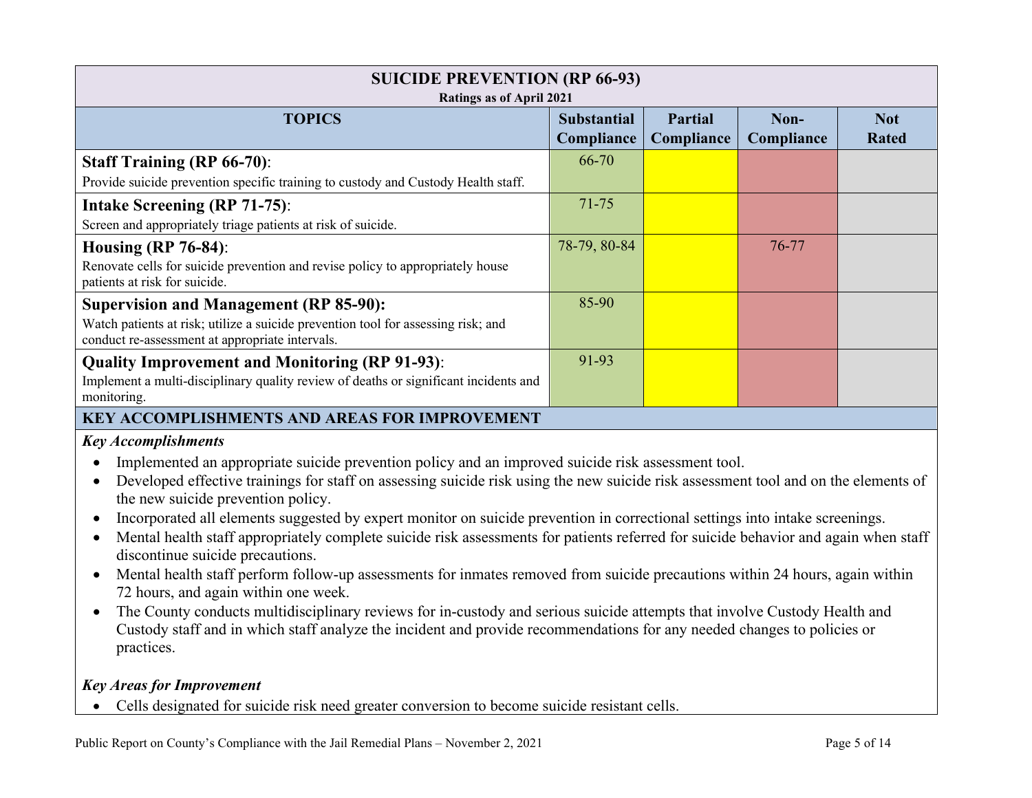| SUICIDE PREVENTION (RP 66-93)<br>Ratings as of April 2021 | | | | |
|---|---|---|---|---|
| **TOPICS** | **Substantial Compliance** | **Partial Compliance** | **Non-Compliance** | **Not Rated** |
| **Staff Training (RP 66-70)**:<br>Provide suicide prevention specific training to custody and Custody Health staff. | 66-70 | | | |
| **Intake Screening (RP 71-75)**:<br>Screen and appropriately triage patients at risk of suicide. | 71-75 | | | |
| **Housing (RP 76-84)**:<br>Renovate cells for suicide prevention and revise policy to appropriately house patients at risk for suicide. | 78-79, 80-84 | | 76-77 | |
| **Supervision and Management (RP 85-90):**<br>Watch patients at risk; utilize a suicide prevention tool for assessing risk; and conduct re-assessment at appropriate intervals. | 85-90 | | | |
| **Quality Improvement and Monitoring (RP 91-93)**:<br>Implement a multi-disciplinary quality review of deaths or significant incidents and monitoring. | 91-93 | | | |

## KEY ACCOMPLISHMENTS AND AREAS FOR IMPROVEMENT

***Key Accomplishments***

- Implemented an appropriate suicide prevention policy and an improved suicide risk assessment tool.
- Developed effective trainings for staff on assessing suicide risk using the new suicide risk assessment tool and on the elements of the new suicide prevention policy.
- Incorporated all elements suggested by expert monitor on suicide prevention in correctional settings into intake screenings.
- Mental health staff appropriately complete suicide risk assessments for patients referred for suicide behavior and again when staff discontinue suicide precautions.
- Mental health staff perform follow-up assessments for inmates removed from suicide precautions within 24 hours, again within 72 hours, and again within one week.
- The County conducts multidisciplinary reviews for in-custody and serious suicide attempts that involve Custody Health and Custody staff and in which staff analyze the incident and provide recommendations for any needed changes to policies or practices.

***Key Areas for Improvement***

- Cells designated for suicide risk need greater conversion to become suicide resistant cells.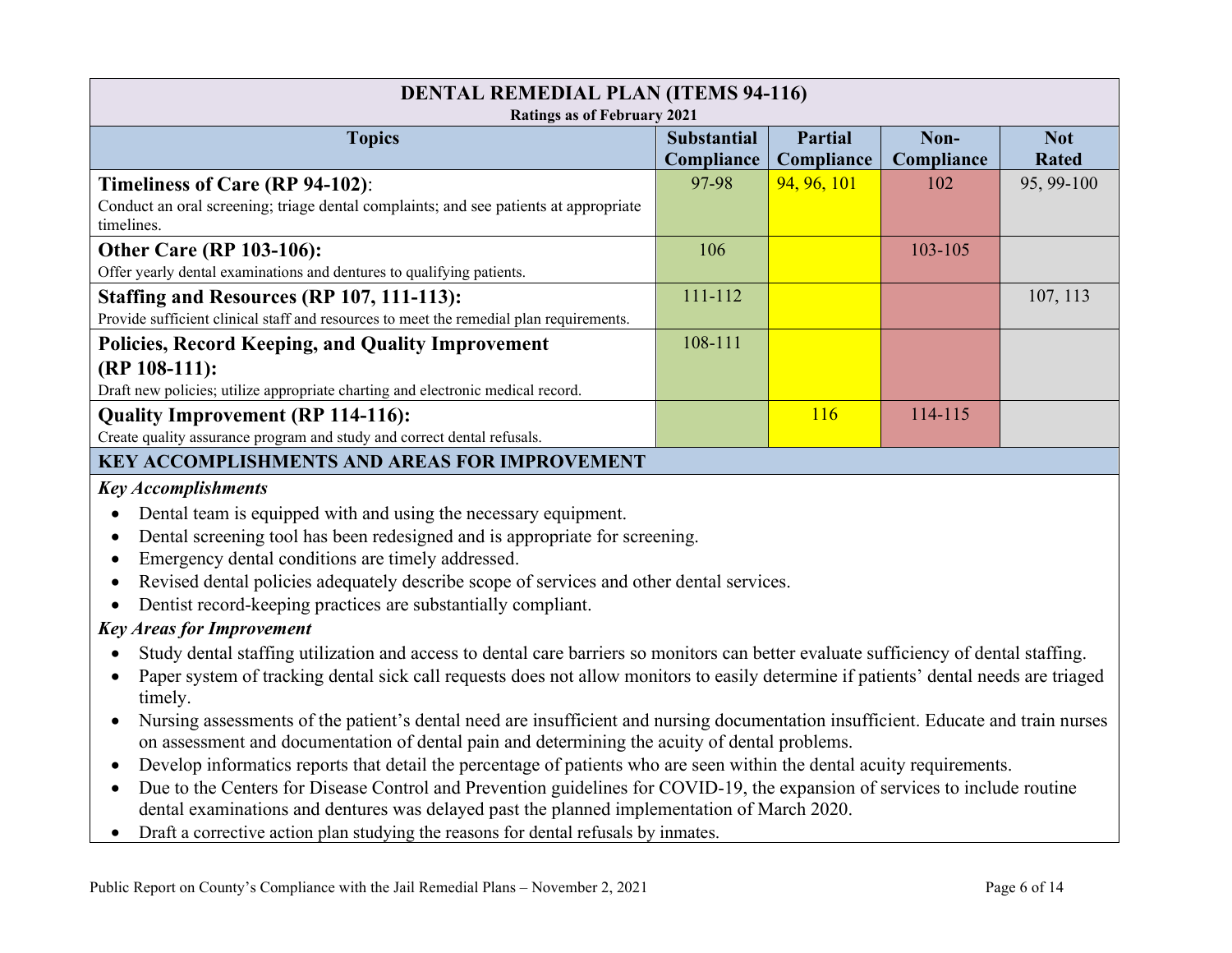| DENTAL REMEDIAL PLAN (ITEMS 94-116)<br>Ratings as of February 2021 | | | | |
|---|---|---|---|---|
| **Topics** | **Substantial Compliance** | **Partial Compliance** | **Non-Compliance** | **Not Rated** |
| **Timeliness of Care (RP 94-102)**:<br>Conduct an oral screening; triage dental complaints; and see patients at appropriate timelines. | 97-98 | 94, 96, 101 | 102 | 95, 99-100 |
| **Other Care (RP 103-106):**<br>Offer yearly dental examinations and dentures to qualifying patients. | 106 | | 103-105 | |
| **Staffing and Resources (RP 107, 111-113):**<br>Provide sufficient clinical staff and resources to meet the remedial plan requirements. | 111-112 | | | 107, 113 |
| **Policies, Record Keeping, and Quality Improvement (RP 108-111):**<br>Draft new policies; utilize appropriate charting and electronic medical record. | 108-111 | | | |
| **Quality Improvement (RP 114-116):**<br>Create quality assurance program and study and correct dental refusals. | | 116 | 114-115 | |

## KEY ACCOMPLISHMENTS AND AREAS FOR IMPROVEMENT

***Key Accomplishments***

- Dental team is equipped with and using the necessary equipment.
- Dental screening tool has been redesigned and is appropriate for screening.
- Emergency dental conditions are timely addressed.
- Revised dental policies adequately describe scope of services and other dental services.
- Dentist record-keeping practices are substantially compliant.

***Key Areas for Improvement***

- Study dental staffing utilization and access to dental care barriers so monitors can better evaluate sufficiency of dental staffing.
- Paper system of tracking dental sick call requests does not allow monitors to easily determine if patients' dental needs are triaged timely.
- Nursing assessments of the patient's dental need are insufficient and nursing documentation insufficient. Educate and train nurses on assessment and documentation of dental pain and determining the acuity of dental problems.
- Develop informatics reports that detail the percentage of patients who are seen within the dental acuity requirements.
- Due to the Centers for Disease Control and Prevention guidelines for COVID-19, the expansion of services to include routine dental examinations and dentures was delayed past the planned implementation of March 2020.
- Draft a corrective action plan studying the reasons for dental refusals by inmates.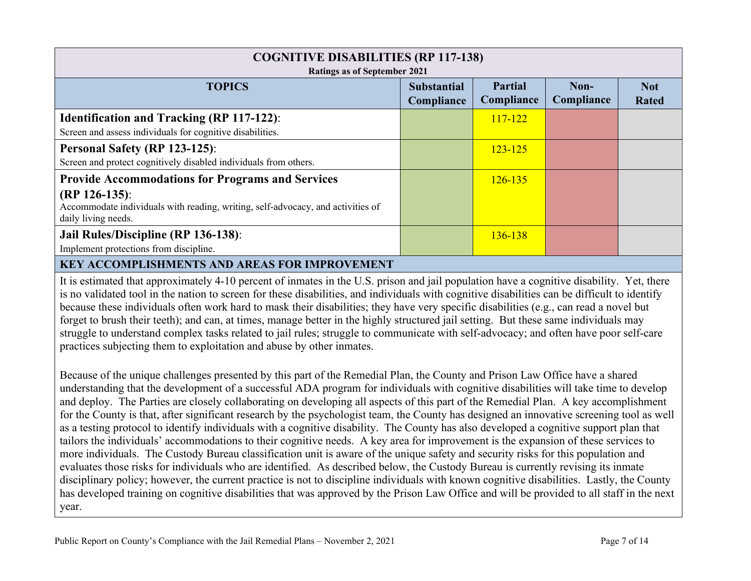| COGNITIVE DISABILITIES (RP 117-138)<br>Ratings as of September 2021 | | | | |
|---|---|---|---|---|
| **TOPICS** | **Substantial Compliance** | **Partial Compliance** | **Non-Compliance** | **Not Rated** |
| **Identification and Tracking (RP 117-122)**:<br>Screen and assess individuals for cognitive disabilities. | | 117-122 | | |
| **Personal Safety (RP 123-125)**:<br>Screen and protect cognitively disabled individuals from others. | | 123-125 | | |
| **Provide Accommodations for Programs and Services (RP 126-135)**:<br>Accommodate individuals with reading, writing, self-advocacy, and activities of daily living needs. | | 126-135 | | |
| **Jail Rules/Discipline (RP 136-138)**:<br>Implement protections from discipline. | | 136-138 | | |

**KEY ACCOMPLISHMENTS AND AREAS FOR IMPROVEMENT**

It is estimated that approximately 4-10 percent of inmates in the U.S. prison and jail population have a cognitive disability. Yet, there is no validated tool in the nation to screen for these disabilities, and individuals with cognitive disabilities can be difficult to identify because these individuals often work hard to mask their disabilities; they have very specific disabilities (e.g., can read a novel but forget to brush their teeth); and can, at times, manage better in the highly structured jail setting. But these same individuals may struggle to understand complex tasks related to jail rules; struggle to communicate with self-advocacy; and often have poor self-care practices subjecting them to exploitation and abuse by other inmates.

Because of the unique challenges presented by this part of the Remedial Plan, the County and Prison Law Office have a shared understanding that the development of a successful ADA program for individuals with cognitive disabilities will take time to develop and deploy. The Parties are closely collaborating on developing all aspects of this part of the Remedial Plan. A key accomplishment for the County is that, after significant research by the psychologist team, the County has designed an innovative screening tool as well as a testing protocol to identify individuals with a cognitive disability. The County has also developed a cognitive support plan that tailors the individuals' accommodations to their cognitive needs. A key area for improvement is the expansion of these services to more individuals. The Custody Bureau classification unit is aware of the unique safety and security risks for this population and evaluates those risks for individuals who are identified. As described below, the Custody Bureau is currently revising its inmate disciplinary policy; however, the current practice is not to discipline individuals with known cognitive disabilities. Lastly, the County has developed training on cognitive disabilities that was approved by the Prison Law Office and will be provided to all staff in the next year.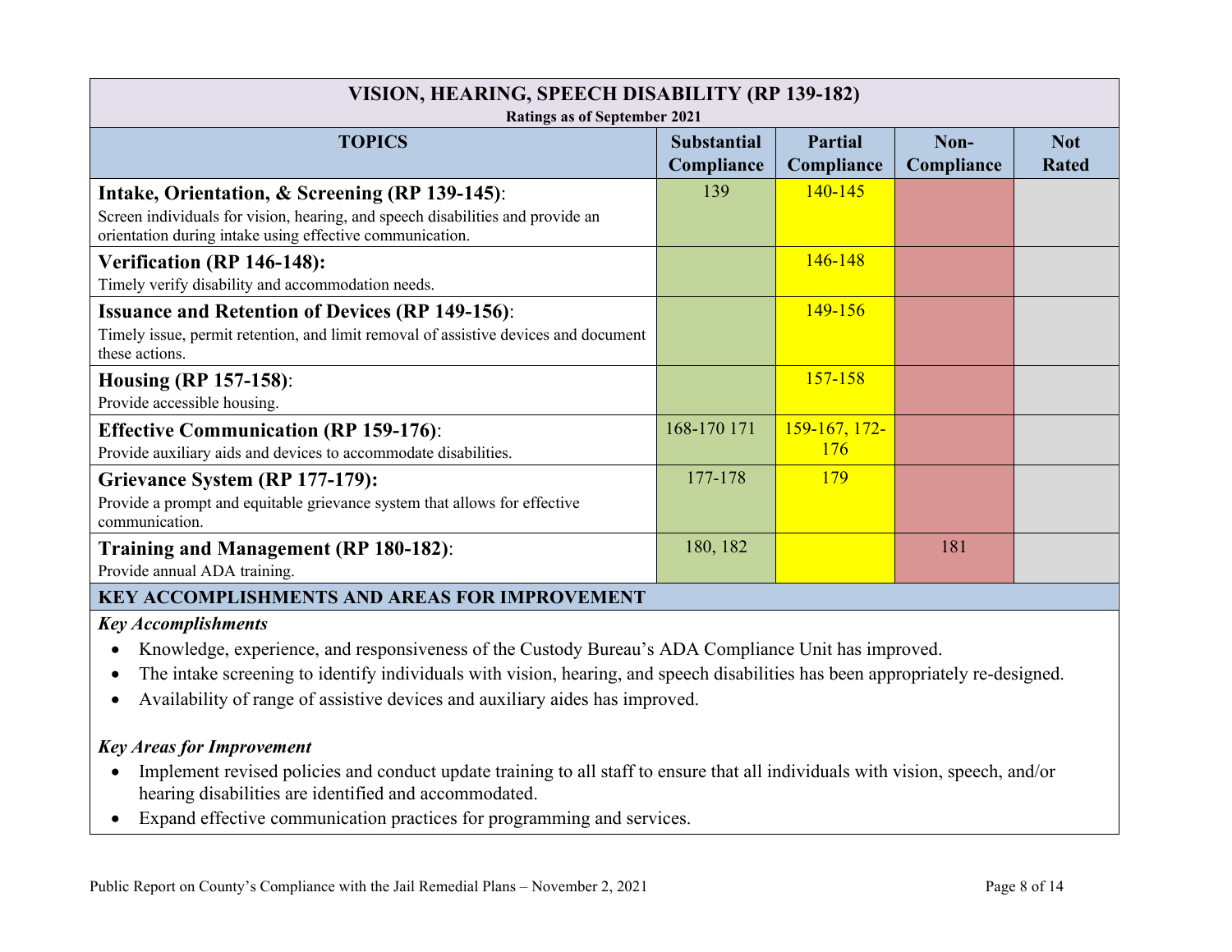| VISION, HEARING, SPEECH DISABILITY (RP 139-182)<br>Ratings as of September 2021 | | | | |
|---|---|---|---|---|
| **TOPICS** | **Substantial Compliance** | **Partial Compliance** | **Non-Compliance** | **Not Rated** |
| **Intake, Orientation, & Screening (RP 139-145)**:<br>Screen individuals for vision, hearing, and speech disabilities and provide an orientation during intake using effective communication. | 139 | 140-145 | | |
| **Verification (RP 146-148):**<br>Timely verify disability and accommodation needs. | | 146-148 | | |
| **Issuance and Retention of Devices (RP 149-156)**:<br>Timely issue, permit retention, and limit removal of assistive devices and document these actions. | | 149-156 | | |
| **Housing (RP 157-158)**:<br>Provide accessible housing. | | 157-158 | | |
| **Effective Communication (RP 159-176)**:<br>Provide auxiliary aids and devices to accommodate disabilities. | 168-170 171 | 159-167, 172-176 | | |
| **Grievance System (RP 177-179):**<br>Provide a prompt and equitable grievance system that allows for effective communication. | 177-178 | 179 | | |
| **Training and Management (RP 180-182)**:<br>Provide annual ADA training. | 180, 182 | | 181 | |

## KEY ACCOMPLISHMENTS AND AREAS FOR IMPROVEMENT

***Key Accomplishments***

- Knowledge, experience, and responsiveness of the Custody Bureau's ADA Compliance Unit has improved.
- The intake screening to identify individuals with vision, hearing, and speech disabilities has been appropriately re-designed.
- Availability of range of assistive devices and auxiliary aides has improved.

***Key Areas for Improvement***

- Implement revised policies and conduct update training to all staff to ensure that all individuals with vision, speech, and/or hearing disabilities are identified and accommodated.
- Expand effective communication practices for programming and services.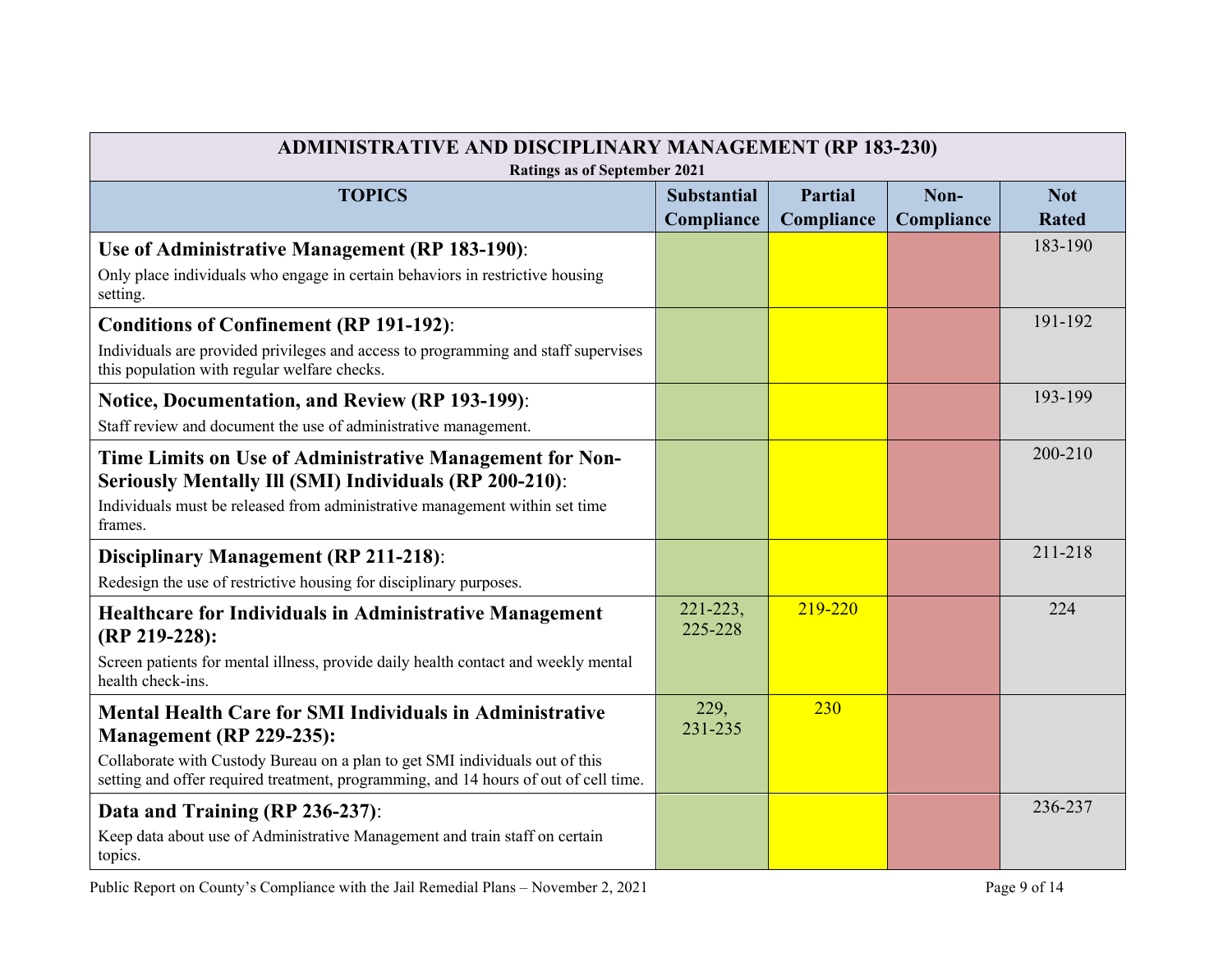| ADMINISTRATIVE AND DISCIPLINARY MANAGEMENT (RP 183-230)<br>Ratings as of September 2021 | | | | |
|---|---|---|---|---|
| **TOPICS** | **Substantial Compliance** | **Partial Compliance** | **Non-Compliance** | **Not Rated** |
| **Use of Administrative Management (RP 183-190)**:<br>Only place individuals who engage in certain behaviors in restrictive housing setting. | | | | 183-190 |
| **Conditions of Confinement (RP 191-192)**:<br>Individuals are provided privileges and access to programming and staff supervises this population with regular welfare checks. | | | | 191-192 |
| **Notice, Documentation, and Review (RP 193-199)**:<br>Staff review and document the use of administrative management. | | | | 193-199 |
| **Time Limits on Use of Administrative Management for Non-Seriously Mentally Ill (SMI) Individuals (RP 200-210)**:<br>Individuals must be released from administrative management within set time frames. | | | | 200-210 |
| **Disciplinary Management (RP 211-218)**:<br>Redesign the use of restrictive housing for disciplinary purposes. | | | | 211-218 |
| **Healthcare for Individuals in Administrative Management (RP 219-228):**<br>Screen patients for mental illness, provide daily health contact and weekly mental health check-ins. | 221-223, 225-228 | 219-220 | | 224 |
| **Mental Health Care for SMI Individuals in Administrative Management (RP 229-235):**<br>Collaborate with Custody Bureau on a plan to get SMI individuals out of this setting and offer required treatment, programming, and 14 hours of out of cell time. | 229, 231-235 | 230 | | |
| **Data and Training (RP 236-237)**:<br>Keep data about use of Administrative Management and train staff on certain topics. | | | | 236-237 |

Public Report on County's Compliance with the Jail Remedial Plans – November 2, 2021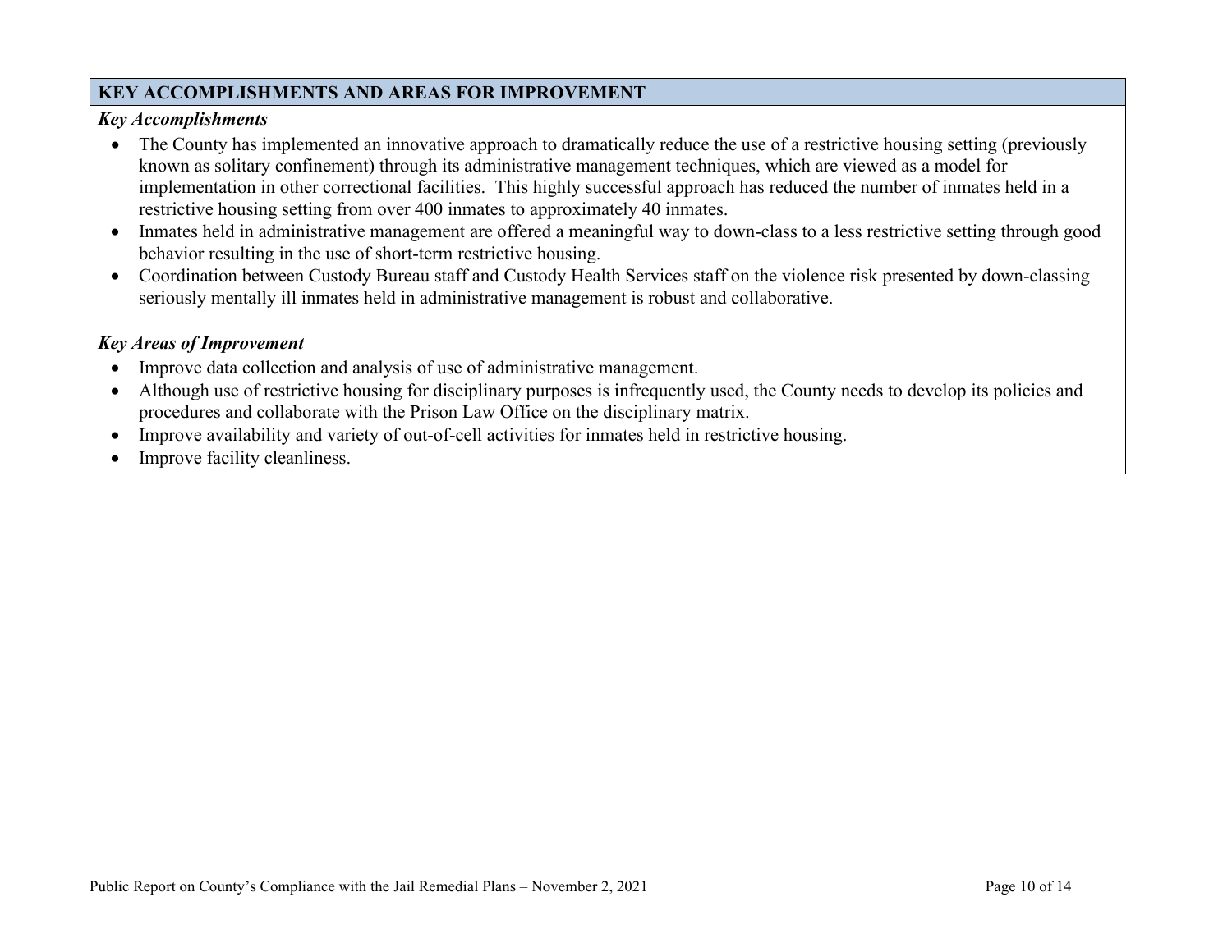## KEY ACCOMPLISHMENTS AND AREAS FOR IMPROVEMENT

***Key Accomplishments***

- The County has implemented an innovative approach to dramatically reduce the use of a restrictive housing setting (previously known as solitary confinement) through its administrative management techniques, which are viewed as a model for implementation in other correctional facilities. This highly successful approach has reduced the number of inmates held in a restrictive housing setting from over 400 inmates to approximately 40 inmates.
- Inmates held in administrative management are offered a meaningful way to down-class to a less restrictive setting through good behavior resulting in the use of short-term restrictive housing.
- Coordination between Custody Bureau staff and Custody Health Services staff on the violence risk presented by down-classing seriously mentally ill inmates held in administrative management is robust and collaborative.

***Key Areas of Improvement***

- Improve data collection and analysis of use of administrative management.
- Although use of restrictive housing for disciplinary purposes is infrequently used, the County needs to develop its policies and procedures and collaborate with the Prison Law Office on the disciplinary matrix.
- Improve availability and variety of out-of-cell activities for inmates held in restrictive housing.
- Improve facility cleanliness.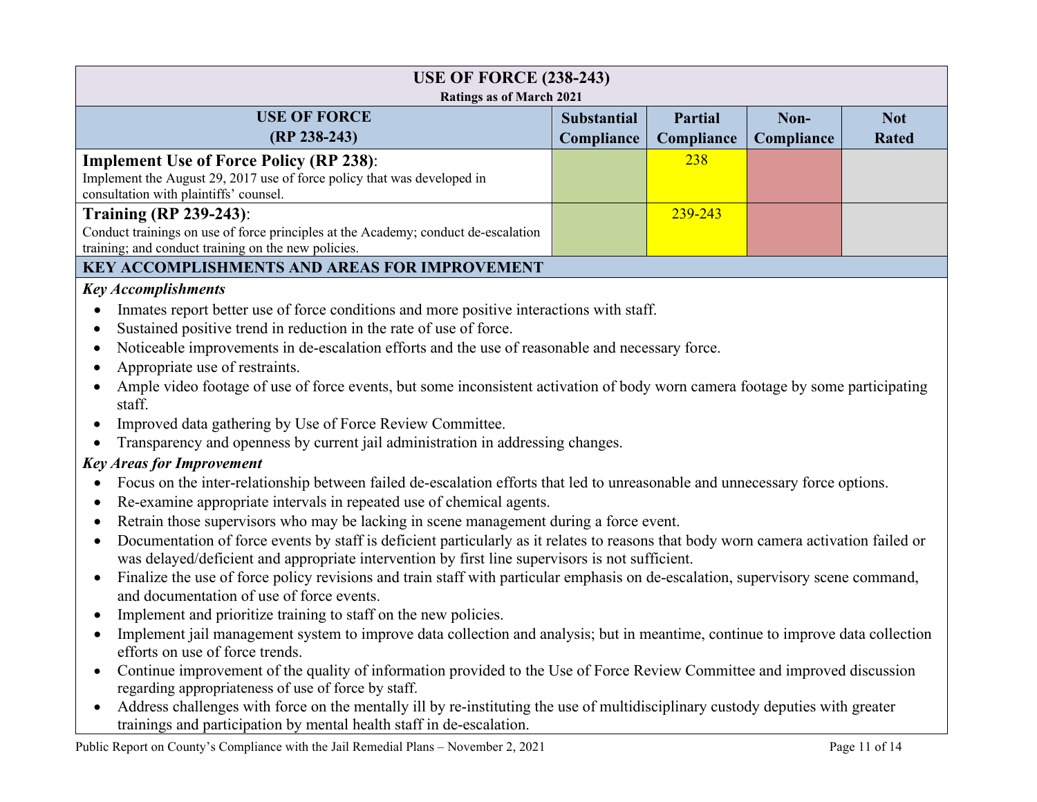| USE OF FORCE (238-243) Ratings as of March 2021 | | | | |
|---|---|---|---|---|
| **USE OF FORCE (RP 238-243)** | **Substantial Compliance** | **Partial Compliance** | **Non-Compliance** | **Not Rated** |
| **Implement Use of Force Policy (RP 238)**: Implement the August 29, 2017 use of force policy that was developed in consultation with plaintiffs' counsel. | | 238 | | |
| **Training (RP 239-243)**: Conduct trainings on use of force principles at the Academy; conduct de-escalation training; and conduct training on the new policies. | | 239-243 | | |

## KEY ACCOMPLISHMENTS AND AREAS FOR IMPROVEMENT

***Key Accomplishments***

- Inmates report better use of force conditions and more positive interactions with staff.
- Sustained positive trend in reduction in the rate of use of force.
- Noticeable improvements in de-escalation efforts and the use of reasonable and necessary force.
- Appropriate use of restraints.
- Ample video footage of use of force events, but some inconsistent activation of body worn camera footage by some participating staff.
- Improved data gathering by Use of Force Review Committee.
- Transparency and openness by current jail administration in addressing changes.

***Key Areas for Improvement***

- Focus on the inter-relationship between failed de-escalation efforts that led to unreasonable and unnecessary force options.
- Re-examine appropriate intervals in repeated use of chemical agents.
- Retrain those supervisors who may be lacking in scene management during a force event.
- Documentation of force events by staff is deficient particularly as it relates to reasons that body worn camera activation failed or was delayed/deficient and appropriate intervention by first line supervisors is not sufficient.
- Finalize the use of force policy revisions and train staff with particular emphasis on de-escalation, supervisory scene command, and documentation of use of force events.
- Implement and prioritize training to staff on the new policies.
- Implement jail management system to improve data collection and analysis; but in meantime, continue to improve data collection efforts on use of force trends.
- Continue improvement of the quality of information provided to the Use of Force Review Committee and improved discussion regarding appropriateness of use of force by staff.
- Address challenges with force on the mentally ill by re-instituting the use of multidisciplinary custody deputies with greater trainings and participation by mental health staff in de-escalation.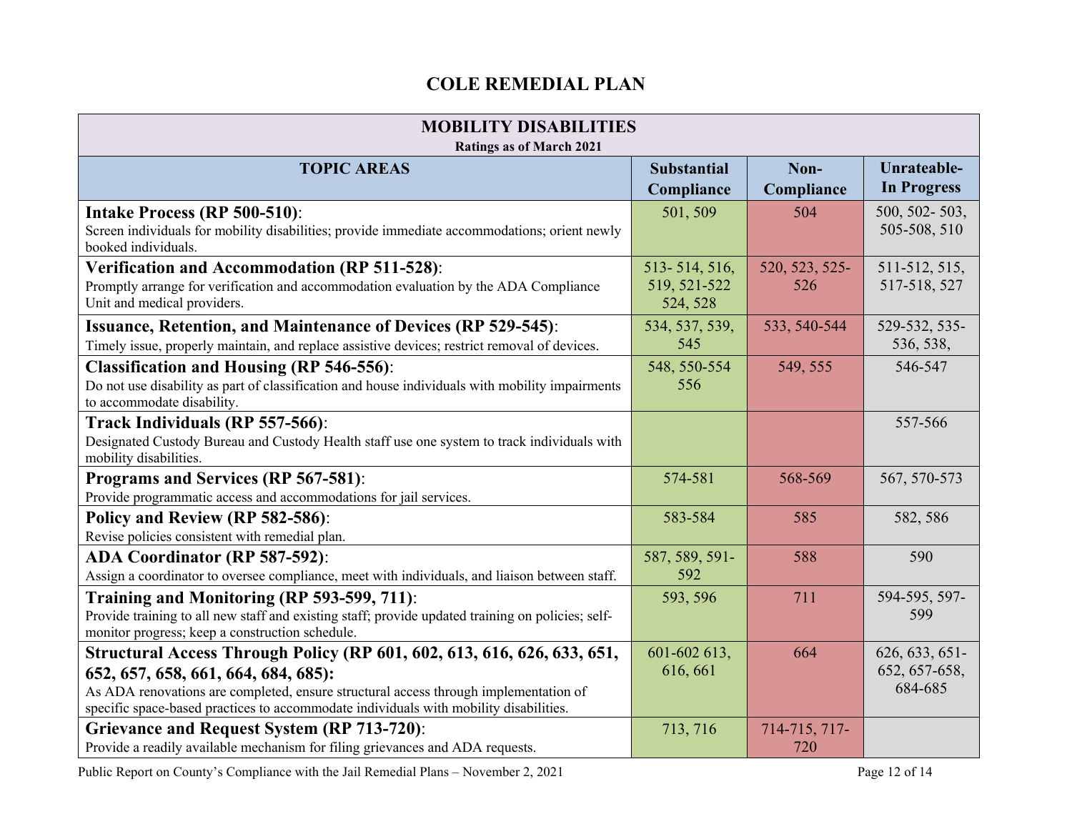# COLE REMEDIAL PLAN

| MOBILITY DISABILITIES<br>Ratings as of March 2021 | | | |
|---|---|---|---|
| **TOPIC AREAS** | **Substantial Compliance** | **Non-Compliance** | **Unrateable-In Progress** |
| **Intake Process (RP 500-510)**:<br>Screen individuals for mobility disabilities; provide immediate accommodations; orient newly booked individuals. | 501, 509 | 504 | 500, 502- 503, 505-508, 510 |
| **Verification and Accommodation (RP 511-528)**:<br>Promptly arrange for verification and accommodation evaluation by the ADA Compliance Unit and medical providers. | 513- 514, 516, 519, 521-522 524, 528 | 520, 523, 525-526 | 511-512, 515, 517-518, 527 |
| **Issuance, Retention, and Maintenance of Devices (RP 529-545)**:<br>Timely issue, properly maintain, and replace assistive devices; restrict removal of devices. | 534, 537, 539, 545 | 533, 540-544 | 529-532, 535-536, 538, |
| **Classification and Housing (RP 546-556)**:<br>Do not use disability as part of classification and house individuals with mobility impairments to accommodate disability. | 548, 550-554 556 | 549, 555 | 546-547 |
| **Track Individuals (RP 557-566)**:<br>Designated Custody Bureau and Custody Health staff use one system to track individuals with mobility disabilities. | | | 557-566 |
| **Programs and Services (RP 567-581)**:<br>Provide programmatic access and accommodations for jail services. | 574-581 | 568-569 | 567, 570-573 |
| **Policy and Review (RP 582-586)**:<br>Revise policies consistent with remedial plan. | 583-584 | 585 | 582, 586 |
| **ADA Coordinator (RP 587-592)**:<br>Assign a coordinator to oversee compliance, meet with individuals, and liaison between staff. | 587, 589, 591-592 | 588 | 590 |
| **Training and Monitoring (RP 593-599, 711)**:<br>Provide training to all new staff and existing staff; provide updated training on policies; self-monitor progress; keep a construction schedule. | 593, 596 | 711 | 594-595, 597-599 |
| **Structural Access Through Policy (RP 601, 602, 613, 616, 626, 633, 651, 652, 657, 658, 661, 664, 684, 685):**<br>As ADA renovations are completed, ensure structural access through implementation of specific space-based practices to accommodate individuals with mobility disabilities. | 601-602 613, 616, 661 | 664 | 626, 633, 651-652, 657-658, 684-685 |
| **Grievance and Request System (RP 713-720)**:<br>Provide a readily available mechanism for filing grievances and ADA requests. | 713, 716 | 714-715, 717-720 | |

Public Report on County's Compliance with the Jail Remedial Plans – November 2, 2021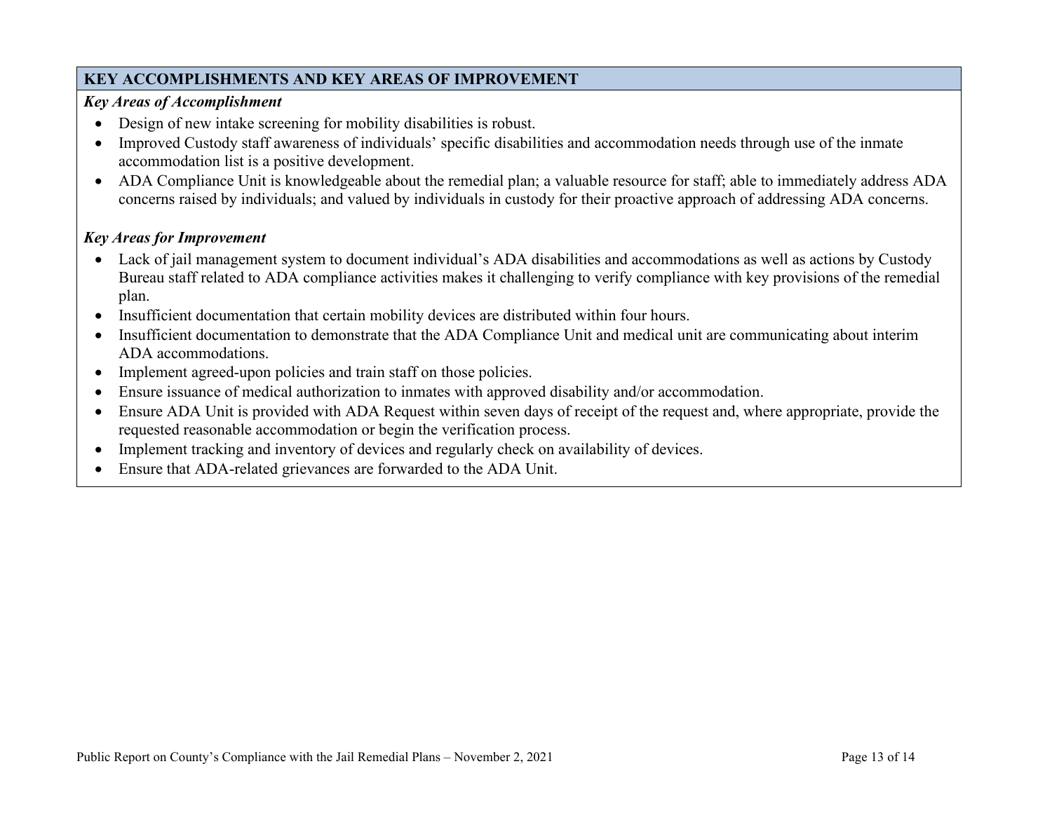## KEY ACCOMPLISHMENTS AND KEY AREAS OF IMPROVEMENT

***Key Areas of Accomplishment***

- Design of new intake screening for mobility disabilities is robust.
- Improved Custody staff awareness of individuals' specific disabilities and accommodation needs through use of the inmate accommodation list is a positive development.
- ADA Compliance Unit is knowledgeable about the remedial plan; a valuable resource for staff; able to immediately address ADA concerns raised by individuals; and valued by individuals in custody for their proactive approach of addressing ADA concerns.

***Key Areas for Improvement***

- Lack of jail management system to document individual's ADA disabilities and accommodations as well as actions by Custody Bureau staff related to ADA compliance activities makes it challenging to verify compliance with key provisions of the remedial plan.
- Insufficient documentation that certain mobility devices are distributed within four hours.
- Insufficient documentation to demonstrate that the ADA Compliance Unit and medical unit are communicating about interim ADA accommodations.
- Implement agreed-upon policies and train staff on those policies.
- Ensure issuance of medical authorization to inmates with approved disability and/or accommodation.
- Ensure ADA Unit is provided with ADA Request within seven days of receipt of the request and, where appropriate, provide the requested reasonable accommodation or begin the verification process.
- Implement tracking and inventory of devices and regularly check on availability of devices.
- Ensure that ADA-related grievances are forwarded to the ADA Unit.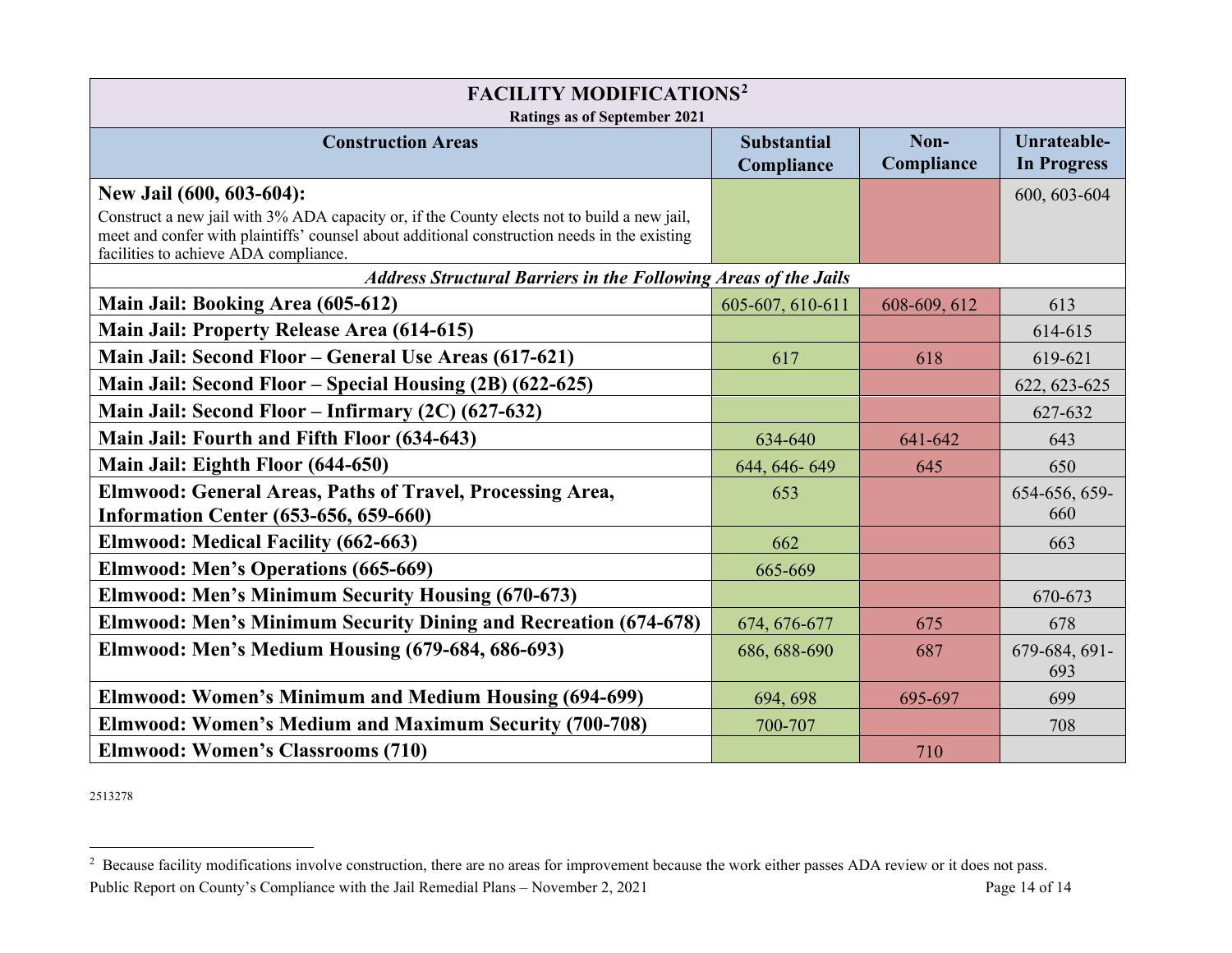| FACILITY MODIFICATIONS[2]<br>Ratings as of September 2021 | | | |
|---|---|---|---|
| **Construction Areas** | **Substantial Compliance** | **Non-Compliance** | **Unrateable-In Progress** |
| **New Jail (600, 603-604):**<br>Construct a new jail with 3% ADA capacity or, if the County elects not to build a new jail, meet and confer with plaintiffs' counsel about additional construction needs in the existing facilities to achieve ADA compliance. | | | 600, 603-604 |
| ***Address Structural Barriers in the Following Areas of the Jails*** | | | |
| **Main Jail: Booking Area (605-612)** | 605-607, 610-611 | 608-609, 612 | 613 |
| **Main Jail: Property Release Area (614-615)** | | | 614-615 |
| **Main Jail: Second Floor – General Use Areas (617-621)** | 617 | 618 | 619-621 |
| **Main Jail: Second Floor – Special Housing (2B) (622-625)** | | | 622, 623-625 |
| **Main Jail: Second Floor – Infirmary (2C) (627-632)** | | | 627-632 |
| **Main Jail: Fourth and Fifth Floor (634-643)** | 634-640 | 641-642 | 643 |
| **Main Jail: Eighth Floor (644-650)** | 644, 646- 649 | 645 | 650 |
| **Elmwood: General Areas, Paths of Travel, Processing Area, Information Center (653-656, 659-660)** | 653 | | 654-656, 659-660 |
| **Elmwood: Medical Facility (662-663)** | 662 | | 663 |
| **Elmwood: Men's Operations (665-669)** | 665-669 | | |
| **Elmwood: Men's Minimum Security Housing (670-673)** | | | 670-673 |
| **Elmwood: Men's Minimum Security Dining and Recreation (674-678)** | 674, 676-677 | 675 | 678 |
| **Elmwood: Men's Medium Housing (679-684, 686-693)** | 686, 688-690 | 687 | 679-684, 691-693 |
| **Elmwood: Women's Minimum and Medium Housing (694-699)** | 694, 698 | 695-697 | 699 |
| **Elmwood: Women's Medium and Maximum Security (700-708)** | 700-707 | | 708 |
| **Elmwood: Women's Classrooms (710)** | | 710 | |

2513278

[2] Because facility modifications involve construction, there are no areas for improvement because the work either passes ADA review or it does not pass.